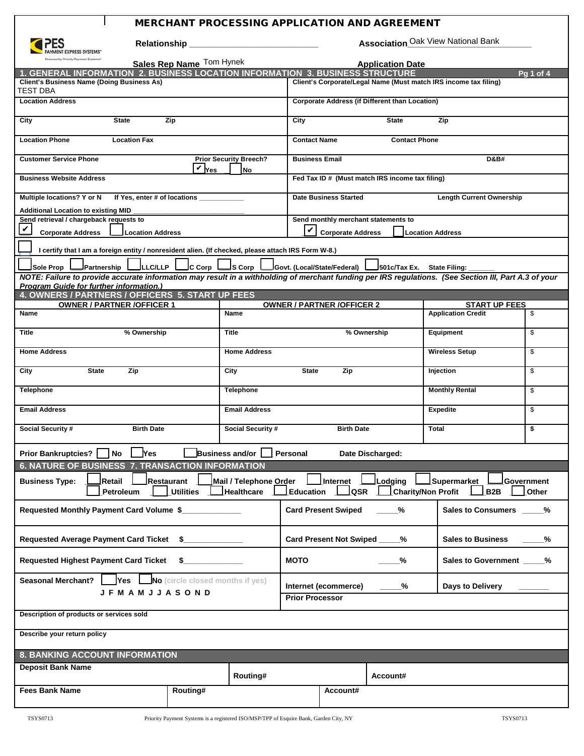# MERCHANT PROCESSING APPLICATION AND AGREEMENT

PES PAYMENT EXPRESS SYSTEMS™ Powered by Priority Payment Systems®

Relationship ____________________________ Association Oak View National Bank

Sales Rep Name Tom Hynek Application Date

## 1. GENERAL INFORMATION 2. BUSINESS LOCATION INFORMATION 3. BUSINESS STRUCTURE

| | |
|---|---|
| **Client's Business Name (Doing Business As)** TEST DBA | **Client's Corporate/Legal Name (Must match IRS income tax filing)** |
| **Location Address** | **Corporate Address (if Different than Location)** |
| **City** **State** **Zip** | **City** **State** **Zip** |
| **Location Phone** **Location Fax** | **Contact Name** **Contact Phone** |
| **Customer Service Phone** **Prior Security Breech?** ☑ Yes ☐ No | **Business Email** **D&B#** |
| **Business Website Address** | **Fed Tax ID # (Must match IRS income tax filing)** |
| **Multiple locations? Y or N** If Yes, enter # of locations ___________ **Additional Location to existing MID** ______________________ | **Date Business Started** **Length Current Ownership** |
| **Send retrieval / chargeback requests to** ☑ Corporate Address ☐ Location Address | **Send monthly merchant statements to** ☑ Corporate Address ☐ Location Address |

☐ I certify that I am a foreign entity / nonresident alien. (If checked, please attach IRS Form W-8.)

☐ Sole Prop ☐ Partnership ☐ LLC/LLP ☐ C Corp ☐ S Corp ☐ Govt. (Local/State/Federal) ☐ 501c/Tax Ex. State Filing: ______

*NOTE: Failure to provide accurate information may result in a withholding of merchant funding per IRS regulations. (See Section III, Part A.3 of your Program Guide for further information.)*

## 4. OWNERS / PARTNERS / OFFICERS 5. START UP FEES

| OWNER / PARTNER /OFFICER 1 | OWNER / PARTNER /OFFICER 2 | START UP FEES | |
|---|---|---|---|
| **Name** | **Name** | **Application Credit** | $ |
| **Title** **% Ownership** | **Title** **% Ownership** | **Equipment** | $ |
| **Home Address** | **Home Address** | **Wireless Setup** | $ |
| **City** **State** **Zip** | **City** **State** **Zip** | **Injection** | $ |
| **Telephone** | **Telephone** | **Monthly Rental** | $ |
| **Email Address** | **Email Address** | **Expedite** | $ |
| **Social Security #** **Birth Date** | **Social Security #** **Birth Date** | **Total** | **$** |

**Prior Bankruptcies?** ☐ No ☐ Yes ☐ Business and/or ☐ Personal Date Discharged:

## 6. NATURE OF BUSINESS 7. TRANSACTION INFORMATION

**Business Type:** ☐ Retail ☐ Restaurant ☐ Mail / Telephone Order ☐ Internet ☐ Lodging ☐ Supermarket ☐ Government ☐ Petroleum ☐ Utilities ☐ Healthcare ☐ Education ☐ QSR ☐ Charity/Non Profit ☐ B2B ☐ Other

| | | |
|---|---|---|
| **Requested Monthly Payment Card Volume $**_____________ | **Card Present Swiped** _____% | **Sales to Consumers** _____% |
| **Requested Average Payment Card Ticket $**_____________ | **Card Present Not Swiped** _____% | **Sales to Business** _____% |
| **Requested Highest Payment Card Ticket $**_____________ | **MOTO** _____% | **Sales to Government** _____% |
| **Seasonal Merchant?** ☐ Yes ☐ No (circle closed months if yes) J F M A M J J A S O N D | **Internet (ecommerce)** _____% **Prior Processor** | **Days to Delivery** _______ |

**Description of products or services sold**

**Describe your return policy**

## 8. BANKING ACCOUNT INFORMATION

| | | |
|---|---|---|
| **Deposit Bank Name** | **Routing#** | **Account#** |
| **Fees Bank Name** | **Routing#** | **Account#** |

TSYS0713 Priority Payment Systems is a registered ISO/MSP/TPP of Esquire Bank, Garden City, NY TSYS0713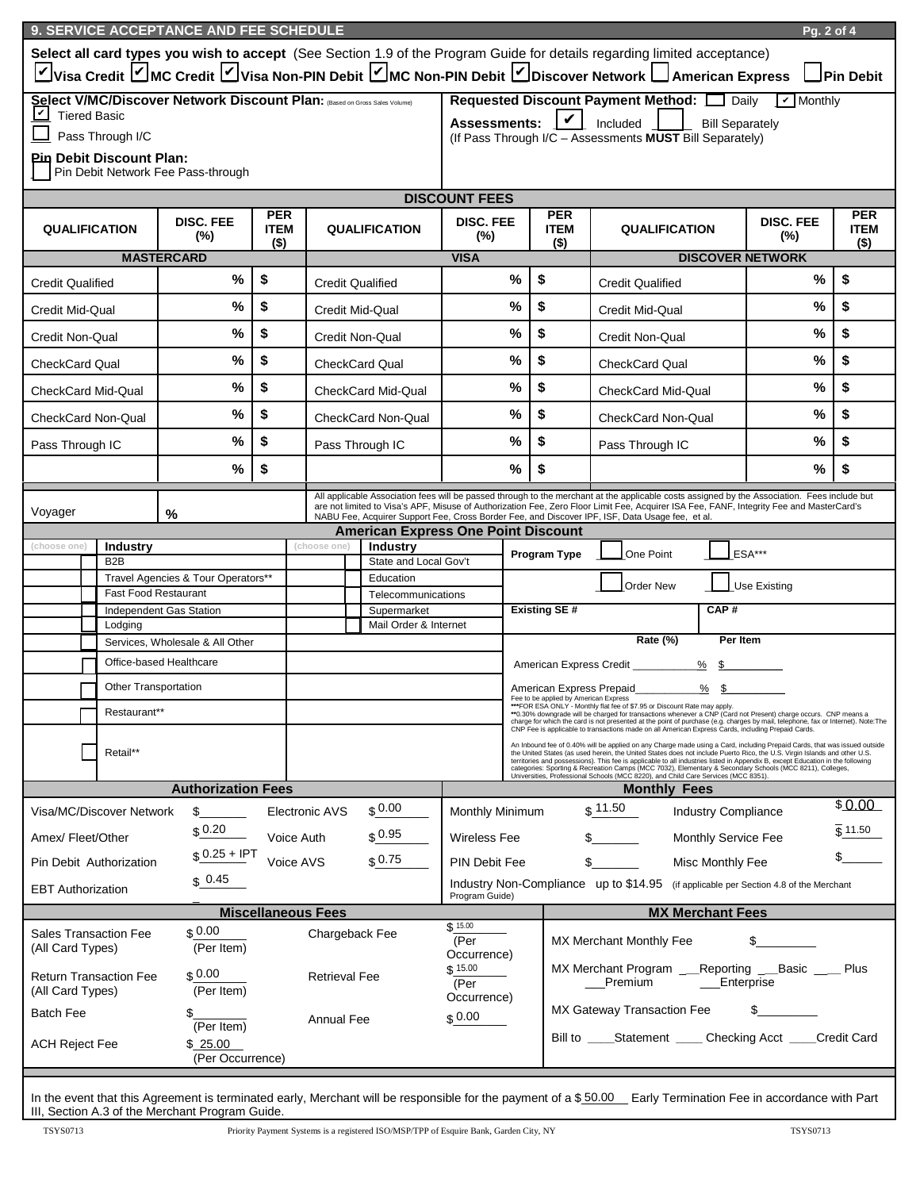## 9. SERVICE ACCEPTANCE AND FEE SCHEDULE

**Select all card types you wish to accept** (See Section 1.9 of the Program Guide for details regarding limited acceptance)

☑ **Visa Credit** ☑ **MC Credit** ☑ **Visa Non-PIN Debit** ☑ **MC Non-PIN Debit** ☑ **Discover Network** ☐ **American Express** ☐ **Pin Debit**

**Select V/MC/Discover Network Discount Plan:** (Based on Gross Sales Volume)

☑ Tiered Basic

☐ Pass Through I/C

**Pin Debit Discount Plan:**

☐ Pin Debit Network Fee Pass-through

**Requested Discount Payment Method:** ☐ Daily ☑ Monthly

**Assessments:** ☑ Included ☐ Bill Separately

(If Pass Through I/C – Assessments **MUST** Bill Separately)

### DISCOUNT FEES

| QUALIFICATION | DISC. FEE (%) | PER ITEM ($) | QUALIFICATION | DISC. FEE (%) | PER ITEM ($) | QUALIFICATION | DISC. FEE (%) | PER ITEM ($) |
|---|---|---|---|---|---|---|---|---|
| **MASTERCARD** | | | **VISA** | | | **DISCOVER NETWORK** | | |
| Credit Qualified | % | $ | Credit Qualified | % | $ | Credit Qualified | % | $ |
| Credit Mid-Qual | % | $ | Credit Mid-Qual | % | $ | Credit Mid-Qual | % | $ |
| Credit Non-Qual | % | $ | Credit Non-Qual | % | $ | Credit Non-Qual | % | $ |
| CheckCard Qual | % | $ | CheckCard Qual | % | $ | CheckCard Qual | % | $ |
| CheckCard Mid-Qual | % | $ | CheckCard Mid-Qual | % | $ | CheckCard Mid-Qual | % | $ |
| CheckCard Non-Qual | % | $ | CheckCard Non-Qual | % | $ | CheckCard Non-Qual | % | $ |
| Pass Through IC | % | $ | Pass Through IC | % | $ | Pass Through IC | % | $ |
| | % | $ | | % | $ | | % | $ |

Voyager %

All applicable Association fees will be passed through to the merchant at the applicable costs assigned by the Association. Fees include but are not limited to Visa's APF, Misuse of Authorization Fee, Zero Floor Limit Fee, Acquirer ISA Fee, FANF, Integrity Fee and MasterCard's NABU Fee, Acquirer Support Fee, Cross Border Fee, and Discover IPF, ISF, Data Usage fee, et al.

### American Express One Point Discount

| (choose one) | Industry | (choose one) | Industry |
|---|---|---|---|
| ☐ | B2B | ☐ | State and Local Gov't |
| ☐ | Travel Agencies & Tour Operators** | ☐ | Education |
| ☐ | Fast Food Restaurant | ☐ | Telecommunications |
| ☐ | Independent Gas Station | ☐ | Supermarket |
| ☐ | Lodging | ☐ | Mail Order & Internet |
| ☐ | Services, Wholesale & All Other | | |
| ☐ | Office-based Healthcare | | |
| ☐ | Other Transportation | | |
| ☐ | Restaurant** | | |
| ☐ | Retail** | | |

**Program Type** ☐ One Point ☐ ESA***

☐ Order New ☐ Use Existing

**Existing SE #** **CAP #**

| | Rate (%) | Per Item |
|---|---|---|
| American Express Credit | % | $ |
| American Express Prepaid | % | $ |

Fee to be applied by American Express

***FOR ESA ONLY - Monthly flat fee of $7.95 or Discount Rate may apply.

**0.30% downgrade will be charged for transactions whenever a CNP (Card not Present) charge occurs. CNP means a charge for which the card is not presented at the point of purchase (e.g. charges by mail, telephone, fax or Internet). Note:The CNP Fee is applicable to transactions made on all American Express Cards, including Prepaid Cards.

An Inbound fee of 0.40% will be applied on any Charge made using a Card, including Prepaid Cards, that was issued outside the United States (as used herein, the United States does not include Puerto Rico, the U.S. Virgin Islands and other U.S. territories and possessions). This fee is applicable to all industries listed in Appendix B, except Education in the following categories: Sporting & Recreation Camps (MCC 7032), Elementary & Secondary Schools (MCC 8211), Colleges, Universities, Professional Schools (MCC 8220), and Child Care Services (MCC 8351).

### Authorization Fees

| | | | |
|---|---|---|---|
| Visa/MC/Discover Network | $ | Electronic AVS | $ 0.00 |
| Amex/ Fleet/Other | $ 0.20 | Voice Auth | $ 0.95 |
| Pin Debit Authorization | $ 0.25 + IPT | Voice AVS | $ 0.75 |
| EBT Authorization | $ 0.45 | | |

### Monthly Fees

| | | | |
|---|---|---|---|
| Monthly Minimum | $ 11.50 | Industry Compliance | $ 0.00 |
| Wireless Fee | $ | Monthly Service Fee | $ 11.50 |
| PIN Debit Fee | $ | Misc Monthly Fee | $ |

Industry Non-Compliance up to $14.95 (if applicable per Section 4.8 of the Merchant Program Guide)

### Miscellaneous Fees

| | | | |
|---|---|---|---|
| Sales Transaction Fee (All Card Types) | $ 0.00 (Per Item) | Chargeback Fee | $ 15.00 (Per Occurrence) |
| Return Transaction Fee (All Card Types) | $ 0.00 (Per Item) | Retrieval Fee | $ 15.00 (Per Occurrence) |
| Batch Fee | $ (Per Item) | Annual Fee | $ 0.00 |
| ACH Reject Fee | $ 25.00 (Per Occurrence) | | |

### MX Merchant Fees

MX Merchant Monthly Fee $

MX Merchant Program ___Reporting ___Basic ___ Plus ___Premium ___Enterprise

MX Gateway Transaction Fee $

Bill to ____Statement ____ Checking Acct ____Credit Card

In the event that this Agreement is terminated early, Merchant will be responsible for the payment of a $ 50.00 Early Termination Fee in accordance with Part III, Section A.3 of the Merchant Program Guide.

Priority Payment Systems is a registered ISO/MSP/TPP of Esquire Bank, Garden City, NY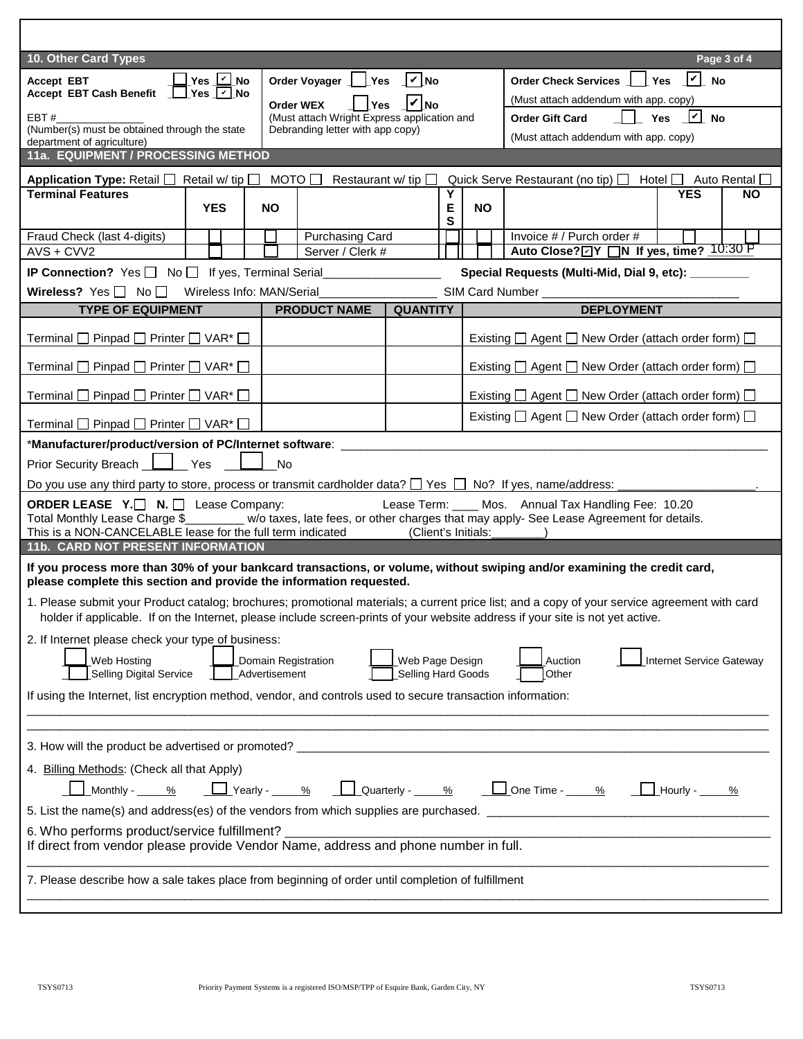## 10. Other Card Types

| | | |
|---|---|---|
| **Accept EBT** ☐ Yes ☑ No<br>**Accept EBT Cash Benefit** ☐ Yes ☑ No<br>EBT #_______________<br>(Number(s) must be obtained through the state department of agriculture) | **Order Voyager** ☐ Yes ☑ No<br>**Order WEX** ☐ Yes ☑ No<br>(Must attach Wright Express application and Debranding letter with app copy) | **Order Check Services** ☐ Yes ☑ No<br>(Must attach addendum with app. copy)<br>**Order Gift Card** ☐ Yes ☑ No<br>(Must attach addendum with app. copy) |

## 11a. EQUIPMENT / PROCESSING METHOD

**Application Type:** Retail ☐ Retail w/ tip ☐ MOTO ☐ Restaurant w/ tip ☐ Quick Serve Restaurant (no tip) ☐ Hotel ☐ Auto Rental ☐

| Terminal Features | YES | NO | | YES | NO | | YES | NO |
|---|---|---|---|---|---|---|---|---|
| Fraud Check (last 4-digits) | ☐ | ☐ | Purchasing Card | ☐ | ☐ | Invoice # / Purch order # | ☐ | ☐ |
| AVS + CVV2 | ☐ | ☐ | Server / Clerk # | ☐ | ☐ | **Auto Close?** ☑Y ☐N **If yes, time?** 10:30 P | | |

**IP Connection?** Yes ☐ No ☐ If yes, Terminal Serial__________________ **Special Requests (Multi-Mid, Dial 9, etc):** _________

**Wireless?** Yes ☐ No ☐ Wireless Info: MAN/Serial__________________ SIM Card Number ______________________________

| TYPE OF EQUIPMENT | PRODUCT NAME | QUANTITY | DEPLOYMENT |
|---|---|---|---|
| Terminal ☐ Pinpad ☐ Printer ☐ VAR* ☐ | | | Existing ☐ Agent ☐ New Order (attach order form) ☐ |
| Terminal ☐ Pinpad ☐ Printer ☐ VAR* ☐ | | | Existing ☐ Agent ☐ New Order (attach order form) ☐ |
| Terminal ☐ Pinpad ☐ Printer ☐ VAR* ☐ | | | Existing ☐ Agent ☐ New Order (attach order form) ☐ |
| Terminal ☐ Pinpad ☐ Printer ☐ VAR* ☐ | | | Existing ☐ Agent ☐ New Order (attach order form) ☐ |

***Manufacturer/product/version of PC/Internet software**: ________________________________________________

Prior Security Breach ☐ Yes ☐ No

Do you use any third party to store, process or transmit cardholder data? ☐ Yes ☐ No? If yes, name/address: ____________________.

**ORDER LEASE Y.** ☐ **N.** ☐ Lease Company: Lease Term: ____ Mos. Annual Tax Handling Fee: 10.20
Total Monthly Lease Charge $_________ w/o taxes, late fees, or other charges that may apply- See Lease Agreement for details.
This is a NON-CANCELABLE lease for the full term indicated (Client's Initials:________)

## 11b. CARD NOT PRESENT INFORMATION

**If you process more than 30% of your bankcard transactions, or volume, without swiping and/or examining the credit card, please complete this section and provide the information requested.**

1. Please submit your Product catalog; brochures; promotional materials; a current price list; and a copy of your service agreement with card holder if applicable. If on the Internet, please include screen-prints of your website address if your site is not yet active.

2. If Internet please check your type of business:

☐ Web Hosting ☐ Domain Registration ☐ Web Page Design ☐ Auction ☐ Internet Service Gateway
☐ Selling Digital Service ☐ Advertisement ☐ Selling Hard Goods ☐ Other

If using the Internet, list encryption method, vendor, and controls used to secure transaction information:

________________________________________________________________________________

________________________________________________________________________________

3. How will the product be advertised or promoted? ________________________________________________

4. Billing Methods: (Check all that Apply)

☐ Monthly - ____% ☐ Yearly - ____% ☐ Quarterly - ____% ☐ One Time - ____% ☐ Hourly - ____%

5. List the name(s) and address(es) of the vendors from which supplies are purchased. ______________________

6. Who performs product/service fulfillment? ________________________________________________
If direct from vendor please provide Vendor Name, address and phone number in full.

________________________________________________________________________________

7. Please describe how a sale takes place from beginning of order until completion of fulfillment

________________________________________________________________________________

TSYS0713 Priority Payment Systems is a registered ISO/MSP/TPP of Esquire Bank, Garden City, NY TSYS0713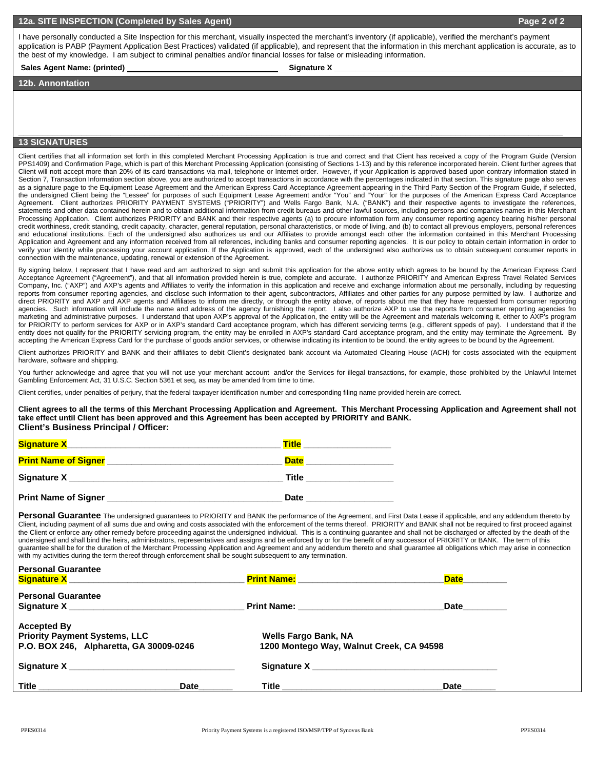## 12a. SITE INSPECTION (Completed by Sales Agent)

I have personally conducted a Site Inspection for this merchant, visually inspected the merchant's inventory (if applicable), verified the merchant's payment application is PABP (Payment Application Best Practices) validated (if applicable), and represent that the information in this merchant application is accurate, as to the best of my knowledge. I am subject to criminal penalties and/or financial losses for false or misleading information.

**Sales Agent Name: (printed)** ______________________________ **Signature X** ______________________________

## 12b. Annontation

______________________________________________________________________________

## 13 SIGNATURES

Client certifies that all information set forth in this completed Merchant Processing Application is true and correct and that Client has received a copy of the Program Guide (Version PPS1409) and Confirmation Page, which is part of this Merchant Processing Application (consisting of Sections 1-13) and by this reference incorporated herein. Client further agrees that Client will nott accept more than 20% of its card transactions via mail, telephone or Internet order. However, if your Application is approved based upon contrary information stated in Section 7, Transaction Information section above, you are authorized to accept transactions in accordance with the percentages indicated in that section. This signature page also serves as a signature page to the Equipment Lease Agreement and the American Express Card Acceptance Agreement appearing in the Third Party Section of the Program Guide, if selected, the undersigned Client being the "Lessee" for purposes of such Equipment Lease Agreement and/or "You" and "Your" for the purposes of the American Express Card Acceptance Agreement. Client authorizes PRIORITY PAYMENT SYSTEMS ("PRIORITY") and Wells Fargo Bank, N.A. ("BANK") and their respective agents to investigate the references, statements and other data contained herein and to obtain additional information from credit bureaus and other lawful sources, including persons and companies names in this Merchant Processing Application. Client authorizes PRIORITY and BANK and their respective agents (a) to procure information form any consumer reporting agency bearing his/her personal credit worthiness, credit standing, credit capacity, character, general reputation, personal characteristics, or mode of living, and (b) to contact all previous employers, personal references and educational institutions. Each of the undersigned also authorizes us and our Affiliates to provide amongst each other the information contained in this Merchant Processing Application and Agreement and any information received from all references, including banks and consumer reporting agencies. It is our policy to obtain certain information in order to verify your identity while processing your account application. If the Application is approved, each of the undersigned also authorizes us to obtain subsequent consumer reports in connection with the maintenance, updating, renewal or extension of the Agreement.

By signing below, I represent that I have read and am authorized to sign and submit this application for the above entity which agrees to be bound by the American Express Card Acceptance Agreement ("Agreement"), and that all information provided herein is true, complete and accurate. I authorize PRIORITY and American Express Travel Related Services Company, Inc. ("AXP") and AXP's agents and Affiliates to verify the information in this application and receive and exchange information about me personally, including by requesting reports from consumer reporting agencies, and disclose such information to their agent, subcontractors, Affiliates and other parties for any purpose permitted by law. I authorize and direct PRIORITY and AXP and AXP agents and Affiliates to inform me directly, or through the entity above, of reports about me that they have requested from consumer reporting agencies. Such information will include the name and address of the agency furnishing the report. I also authorize AXP to use the reports from consumer reporting agencies fro marketing and administrative purposes. I understand that upon AXP's approval of the Application, the entity will be the Agreement and materials welcoming it, either to AXP's program for PRIORITY to perform services for AXP or in AXP's standard Card acceptance program, which has different servicing terms (e.g., different sppeds of pay). I understand that if the entity does not qualify for the PRIORITY servicing program, the entity may be enrolled in AXP's standard Card acceptance program, and the entity may terminate the Agreement. By accepting the American Express Card for the purchase of goods and/or services, or otherwise indicating its intention to be bound, the entity agrees to be bound by the Agreement.

Client authorizes PRIORITY and BANK and their affiliates to debit Client's designated bank account via Automated Clearing House (ACH) for costs associated with the equipment hardware, software and shipping.

You further acknowledge and agree that you will not use your merchant account and/or the Services for illegal transactions, for example, those prohibited by the Unlawful Internet Gambling Enforcement Act, 31 U.S.C. Section 5361 et seq, as may be amended from time to time.

Client certifies, under penalties of perjury, that the federal taxpayer identification number and corresponding filing name provided herein are correct.

**Client agrees to all the terms of this Merchant Processing Application and Agreement. This Merchant Processing Application and Agreement shall not take effect until Client has been approved and this Agreement has been accepted by PRIORITY and BANK.**

**Client's Business Principal / Officer:**

**Signature X** ______________________________ **Title** ______________

**Print Name of Signer** ______________________________ **Date** ______________

**Signature X** ______________________________ **Title** ______________

**Print Name of Signer** ______________________________ **Date** ______________

**Personal Guarantee** The undersigned guarantees to PRIORITY and BANK the performance of the Agreement, and First Data Lease if applicable, and any addendum thereto by Client, including payment of all sums due and owing and costs associated with the enforcement of the terms thereof. PRIORITY and BANK shall not be required to first proceed against the Client or enforce any other remedy before proceeding against the undersigned individual. This is a continuing guarantee and shall not be discharged or affected by the death of the undersigned and shall bind the heirs, administrators, representatives and assigns and be enforced by or for the benefit of any successor of PRIORITY or BANK. The term of this guarantee shall be for the duration of the Merchant Processing Application and Agreement and any addendum thereto and shall guarantee all obligations which may arise in connection with my activities during the term thereof through enforcement shall be sought subsequent to any termination.

**Personal Guarantee**
**Signature X** ______________________________ **Print Name:** ______________________________ **Date** ________

**Personal Guarantee**
**Signature X** ______________________________ **Print Name:** ______________________________ **Date** ________

**Accepted By**

**Priority Payment Systems, LLC**
**P.O. BOX 246, Alpharetta, GA 30009-0246**

**Wells Fargo Bank, NA**
**1200 Montego Way, Walnut Creek, CA 94598**

**Signature X** ______________________________ **Signature X** ______________________________

**Title** ______________________ **Date** ________ **Title** ______________________ **Date** ________

PPES0314 Priority Payment Systems is a registered ISO/MSP/TPP of Synovus Bank PPES0314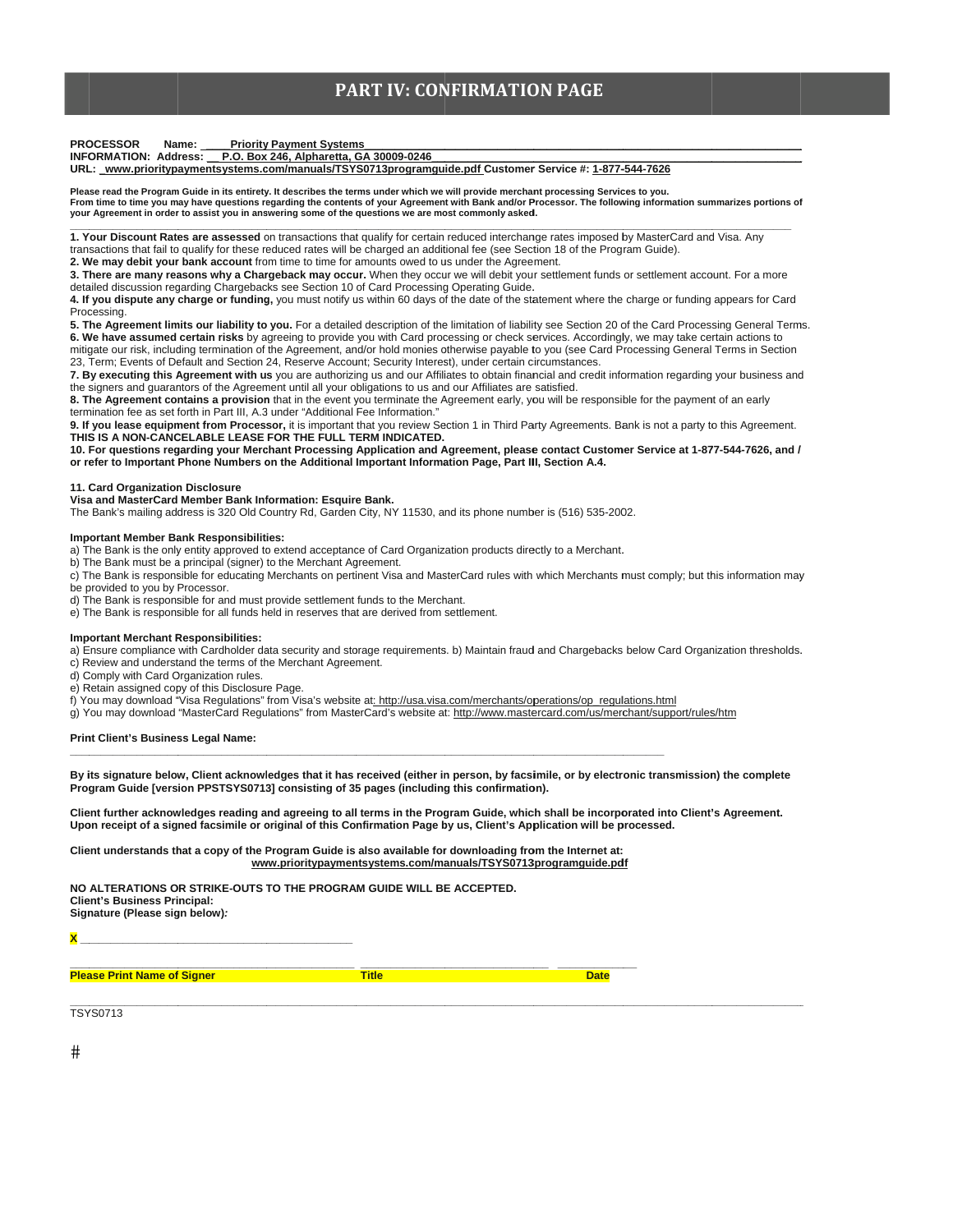# PART IV: CONFIRMATION PAGE

**PROCESSOR INFORMATION:** **Name:** Priority Payment Systems
**Address:** P.O. Box 246, Alpharetta, GA 30009-0246
**URL:** www.prioritypaymentsystems.com/manuals/TSYS0713programguide.pdf **Customer Service #:** 1-877-544-7626

**Please read the Program Guide in its entirety. It describes the terms under which we will provide merchant processing Services to you. From time to time you may have questions regarding the contents of your Agreement with Bank and/or Processor. The following information summarizes portions of your Agreement in order to assist you in answering some of the questions we are most commonly asked.**

**1. Your Discount Rates are assessed** on transactions that qualify for certain reduced interchange rates imposed by MasterCard and Visa. Any transactions that fail to qualify for these reduced rates will be charged an additional fee (see Section 18 of the Program Guide).
**2. We may debit your bank account** from time to time for amounts owed to us under the Agreement.
**3. There are many reasons why a Chargeback may occur.** When they occur we will debit your settlement funds or settlement account. For a more detailed discussion regarding Chargebacks see Section 10 of Card Processing Operating Guide.
**4. If you dispute any charge or funding,** you must notify us within 60 days of the date of the statement where the charge or funding appears for Card Processing.
**5. The Agreement limits our liability to you.** For a detailed description of the limitation of liability see Section 20 of the Card Processing General Terms.
**6. We have assumed certain risks** by agreeing to provide you with Card processing or check services. Accordingly, we may take certain actions to mitigate our risk, including termination of the Agreement, and/or hold monies otherwise payable to you (see Card Processing General Terms in Section 23, Term; Events of Default and Section 24, Reserve Account; Security Interest), under certain circumstances.
**7. By executing this Agreement with us** you are authorizing us and our Affiliates to obtain financial and credit information regarding your business and the signers and guarantors of the Agreement until all your obligations to us and our Affiliates are satisfied.
**8. The Agreement contains a provision** that in the event you terminate the Agreement early, you will be responsible for the payment of an early termination fee as set forth in Part III, A.3 under "Additional Fee Information."
**9. If you lease equipment from Processor,** it is important that you review Section 1 in Third Party Agreements. Bank is not a party to this Agreement. **THIS IS A NON-CANCELABLE LEASE FOR THE FULL TERM INDICATED.**
**10. For questions regarding your Merchant Processing Application and Agreement, please contact Customer Service at 1-877-544-7626, and / or refer to Important Phone Numbers on the Additional Important Information Page, Part III, Section A.4.**

**11. Card Organization Disclosure**
**Visa and MasterCard Member Bank Information: Esquire Bank.**
The Bank's mailing address is 320 Old Country Rd, Garden City, NY 11530, and its phone number is (516) 535-2002.

**Important Member Bank Responsibilities:**
a) The Bank is the only entity approved to extend acceptance of Card Organization products directly to a Merchant.
b) The Bank must be a principal (signer) to the Merchant Agreement.
c) The Bank is responsible for educating Merchants on pertinent Visa and MasterCard rules with which Merchants must comply; but this information may be provided to you by Processor.
d) The Bank is responsible for and must provide settlement funds to the Merchant.
e) The Bank is responsible for all funds held in reserves that are derived from settlement.

**Important Merchant Responsibilities:**
a) Ensure compliance with Cardholder data security and storage requirements. b) Maintain fraud and Chargebacks below Card Organization thresholds.
c) Review and understand the terms of the Merchant Agreement.
d) Comply with Card Organization rules.
e) Retain assigned copy of this Disclosure Page.
f) You may download "Visa Regulations" from Visa's website at: http://usa.visa.com/merchants/operations/op_regulations.html
g) You may download "MasterCard Regulations" from MasterCard's website at: http://www.mastercard.com/us/merchant/support/rules/htm

**Print Client's Business Legal Name:**
______________________________________________

**By its signature below, Client acknowledges that it has received (either in person, by facsimile, or by electronic transmission) the complete Program Guide [version PPSTSYS0713] consisting of 35 pages (including this confirmation).**

**Client further acknowledges reading and agreeing to all terms in the Program Guide, which shall be incorporated into Client's Agreement. Upon receipt of a signed facsimile or original of this Confirmation Page by us, Client's Application will be processed.**

**Client understands that a copy of the Program Guide is also available for downloading from the Internet at:**
**www.prioritypaymentsystems.com/manuals/TSYS0713programguide.pdf**

**NO ALTERATIONS OR STRIKE-OUTS TO THE PROGRAM GUIDE WILL BE ACCEPTED.**
**Client's Business Principal:**
**Signature (Please sign below):**

**X** ______________________________________

______________________________ ______________________ ____________
**Please Print Name of Signer** **Title** **Date**

TSYS0713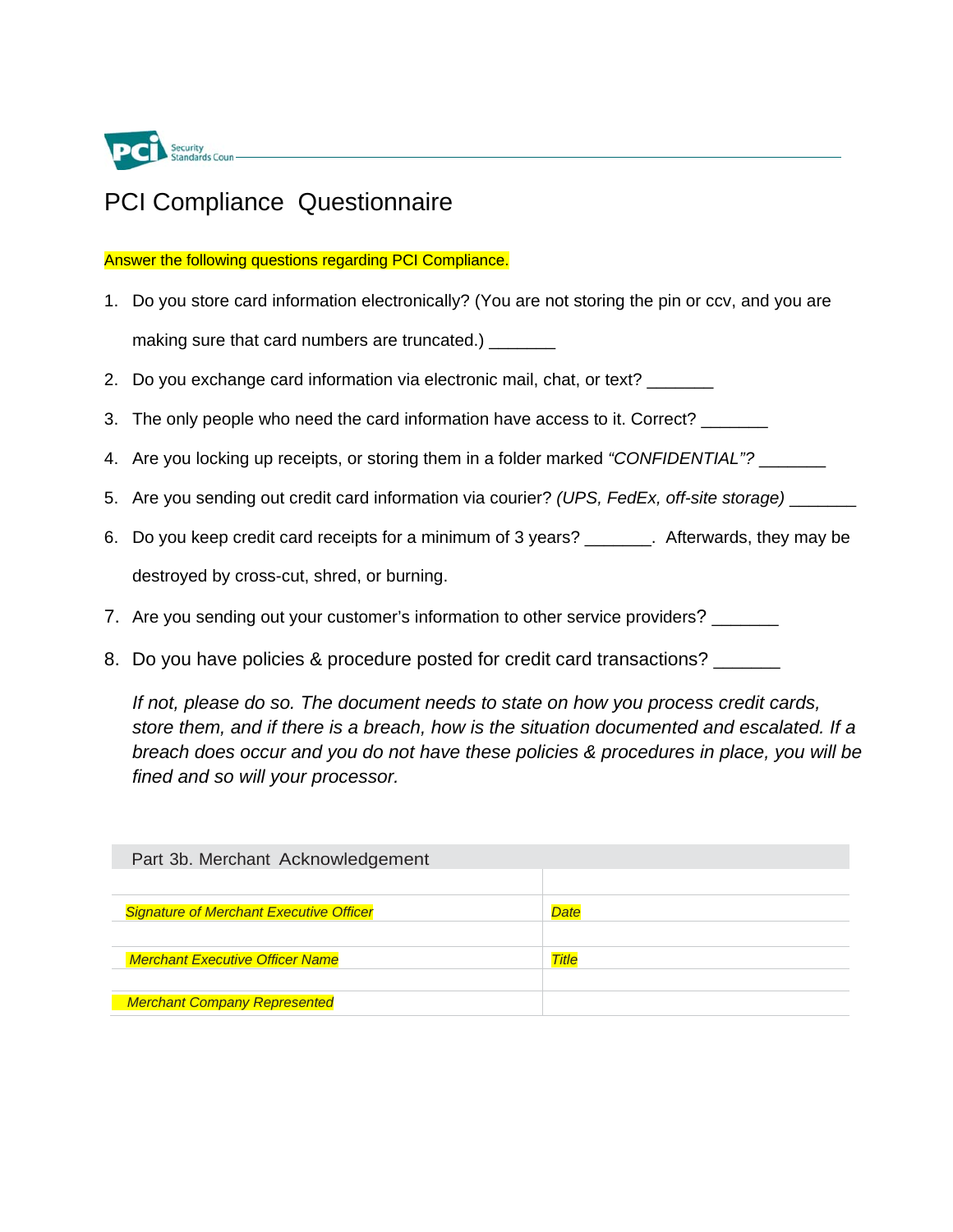# PCI Compliance Questionnaire

Answer the following questions regarding PCI Compliance.

1. Do you store card information electronically? (You are not storing the pin or ccv, and you are making sure that card numbers are truncated.) _______
2. Do you exchange card information via electronic mail, chat, or text? _______
3. The only people who need the card information have access to it. Correct? _______
4. Are you locking up receipts, or storing them in a folder marked *"CONFIDENTIAL"?* _______
5. Are you sending out credit card information via courier? *(UPS, FedEx, off-site storage)* _______
6. Do you keep credit card receipts for a minimum of 3 years? _______. Afterwards, they may be destroyed by cross-cut, shred, or burning.
7. Are you sending out your customer's information to other service providers? _______
8. Do you have policies & procedure posted for credit card transactions? _______

   *If not, please do so. The document needs to state on how you process credit cards, store them, and if there is a breach, how is the situation documented and escalated. If a breach does occur and you do not have these policies & procedures in place, you will be fined and so will your processor.*

| Part 3b. Merchant Acknowledgement | |
|---|---|
| | |
| *Signature of Merchant Executive Officer* | *Date* |
| | |
| *Merchant Executive Officer Name* | *Title* |
| | |
| *Merchant Company Represented* | |